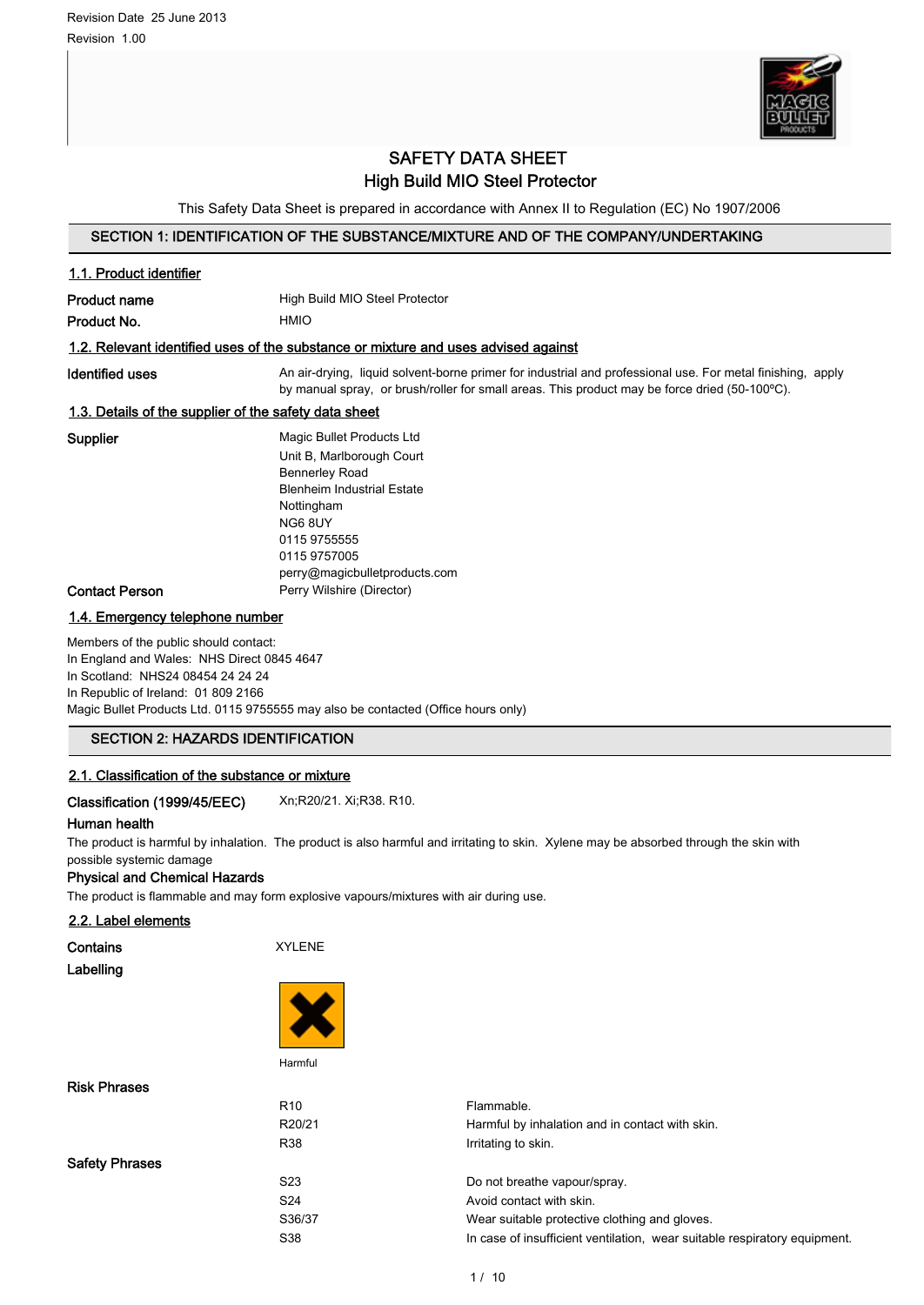Revision Date 25 June 2013

Revision 1.00

# SAFETY DATA SHEET
## High Build MIO Steel Protector

This Safety Data Sheet is prepared in accordance with Annex II to Regulation (EC) No 1907/2006

## SECTION 1: IDENTIFICATION OF THE SUBSTANCE/MIXTURE AND OF THE COMPANY/UNDERTAKING

### 1.1. Product identifier

**Product name** High Build MIO Steel Protector

**Product No.** HMIO

### 1.2. Relevant identified uses of the substance or mixture and uses advised against

**Identified uses** An air-drying, liquid solvent-borne primer for industrial and professional use. For metal finishing, apply by manual spray, or brush/roller for small areas. This product may be force dried (50-100ºC).

### 1.3. Details of the supplier of the safety data sheet

**Supplier**
Magic Bullet Products Ltd
Unit B, Marlborough Court
Bennerley Road
Blenheim Industrial Estate
Nottingham
NG6 8UY
0115 9755555
0115 9757005
perry@magicbulletproducts.com

**Contact Person** Perry Wilshire (Director)

### 1.4. Emergency telephone number

Members of the public should contact:
In England and Wales: NHS Direct 0845 4647
In Scotland: NHS24 08454 24 24 24
In Republic of Ireland: 01 809 2166
Magic Bullet Products Ltd. 0115 9755555 may also be contacted (Office hours only)

## SECTION 2: HAZARDS IDENTIFICATION

### 2.1. Classification of the substance or mixture

**Classification (1999/45/EEC)** Xn;R20/21. Xi;R38. R10.

**Human health**

The product is harmful by inhalation. The product is also harmful and irritating to skin. Xylene may be absorbed through the skin with possible systemic damage

**Physical and Chemical Hazards**

The product is flammable and may form explosive vapours/mixtures with air during use.

### 2.2. Label elements

**Contains** XYLENE

**Labelling**

Harmful

**Risk Phrases**

| | |
|---|---|
| R10 | Flammable. |
| R20/21 | Harmful by inhalation and in contact with skin. |
| R38 | Irritating to skin. |

**Safety Phrases**

| | |
|---|---|
| S23 | Do not breathe vapour/spray. |
| S24 | Avoid contact with skin. |
| S36/37 | Wear suitable protective clothing and gloves. |
| S38 | In case of insufficient ventilation, wear suitable respiratory equipment. |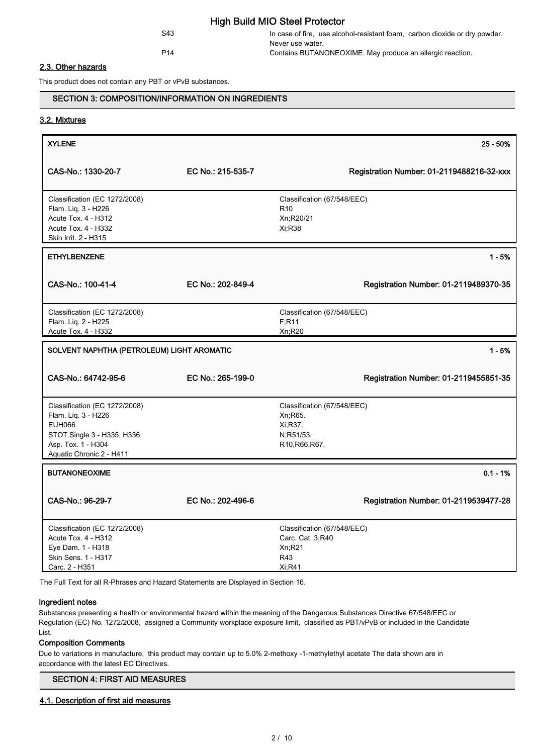| | |
|---|---|
| S43 | In case of fire, use alcohol-resistant foam, carbon dioxide or dry powder. Never use water. |
| P14 | Contains BUTANONEOXIME. May produce an allergic reaction. |

### 2.3. Other hazards

This product does not contain any PBT or vPvB substances.

## SECTION 3: COMPOSITION/INFORMATION ON INGREDIENTS

### 3.2. Mixtures

| **XYLENE** | | **25 - 50%** |
|---|---|---|
| **CAS-No.: 1330-20-7** | **EC No.: 215-535-7** | **Registration Number: 01-2119488216-32-xxx** |
| Classification (EC 1272/2008)<br>Flam. Liq. 3 - H226<br>Acute Tox. 4 - H312<br>Acute Tox. 4 - H332<br>Skin Irrit. 2 - H315 | | Classification (67/548/EEC)<br>R10<br>Xn;R20/21<br>Xi;R38 |

| **ETHYLBENZENE** | | **1 - 5%** |
|---|---|---|
| **CAS-No.: 100-41-4** | **EC No.: 202-849-4** | **Registration Number: 01-2119489370-35** |
| Classification (EC 1272/2008)<br>Flam. Liq. 2 - H225<br>Acute Tox. 4 - H332 | | Classification (67/548/EEC)<br>F;R11<br>Xn;R20 |

| **SOLVENT NAPHTHA (PETROLEUM) LIGHT AROMATIC** | | **1 - 5%** |
|---|---|---|
| **CAS-No.: 64742-95-6** | **EC No.: 265-199-0** | **Registration Number: 01-2119455851-35** |
| Classification (EC 1272/2008)<br>Flam. Liq. 3 - H226<br>EUH066<br>STOT Single 3 - H335, H336<br>Asp. Tox. 1 - H304<br>Aquatic Chronic 2 - H411 | | Classification (67/548/EEC)<br>Xn;R65.<br>Xi;R37.<br>N;R51/53.<br>R10,R66,R67. |

| **BUTANONEOXIME** | | **0.1 - 1%** |
|---|---|---|
| **CAS-No.: 96-29-7** | **EC No.: 202-496-6** | **Registration Number: 01-2119539477-28** |
| Classification (EC 1272/2008)<br>Acute Tox. 4 - H312<br>Eye Dam. 1 - H318<br>Skin Sens. 1 - H317<br>Carc. 2 - H351 | | Classification (67/548/EEC)<br>Carc. Cat. 3;R40<br>Xn;R21<br>R43<br>Xi;R41 |

The Full Text for all R-Phrases and Hazard Statements are Displayed in Section 16.

#### Ingredient notes

Substances presenting a health or environmental hazard within the meaning of the Dangerous Substances Directive 67/548/EEC or Regulation (EC) No. 1272/2008, assigned a Community workplace exposure limit, classified as PBT/vPvB or included in the Candidate List.

#### Composition Comments

Due to variations in manufacture, this product may contain up to 5.0% 2-methoxy -1-methylethyl acetate The data shown are in accordance with the latest EC Directives.

## SECTION 4: FIRST AID MEASURES

### 4.1. Description of first aid measures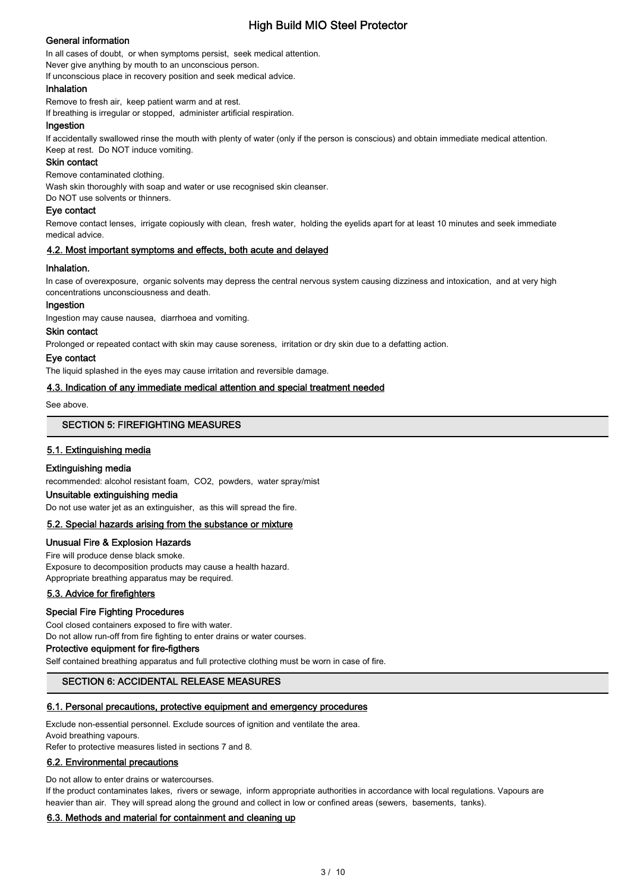### General information

In all cases of doubt, or when symptoms persist, seek medical attention.
Never give anything by mouth to an unconscious person.
If unconscious place in recovery position and seek medical advice.

### Inhalation

Remove to fresh air, keep patient warm and at rest.
If breathing is irregular or stopped, administer artificial respiration.

### Ingestion

If accidentally swallowed rinse the mouth with plenty of water (only if the person is conscious) and obtain immediate medical attention.
Keep at rest. Do NOT induce vomiting.

### Skin contact

Remove contaminated clothing.
Wash skin thoroughly with soap and water or use recognised skin cleanser.
Do NOT use solvents or thinners.

### Eye contact

Remove contact lenses, irrigate copiously with clean, fresh water, holding the eyelids apart for at least 10 minutes and seek immediate medical advice.

## 4.2. Most important symptoms and effects, both acute and delayed

### Inhalation.

In case of overexposure, organic solvents may depress the central nervous system causing dizziness and intoxication, and at very high concentrations unconsciousness and death.

### Ingestion

Ingestion may cause nausea, diarrhoea and vomiting.

### Skin contact

Prolonged or repeated contact with skin may cause soreness, irritation or dry skin due to a defatting action.

### Eye contact

The liquid splashed in the eyes may cause irritation and reversible damage.

## 4.3. Indication of any immediate medical attention and special treatment needed

See above.

# SECTION 5: FIREFIGHTING MEASURES

## 5.1. Extinguishing media

### Extinguishing media

recommended: alcohol resistant foam, $CO_2$, powders, water spray/mist

### Unsuitable extinguishing media

Do not use water jet as an extinguisher, as this will spread the fire.

## 5.2. Special hazards arising from the substance or mixture

### Unusual Fire & Explosion Hazards

Fire will produce dense black smoke.
Exposure to decomposition products may cause a health hazard.
Appropriate breathing apparatus may be required.

## 5.3. Advice for firefighters

### Special Fire Fighting Procedures

Cool closed containers exposed to fire with water.
Do not allow run-off from fire fighting to enter drains or water courses.

### Protective equipment for fire-figthers

Self contained breathing apparatus and full protective clothing must be worn in case of fire.

# SECTION 6: ACCIDENTAL RELEASE MEASURES

## 6.1. Personal precautions, protective equipment and emergency procedures

Exclude non-essential personnel. Exclude sources of ignition and ventilate the area.
Avoid breathing vapours.
Refer to protective measures listed in sections 7 and 8.

## 6.2. Environmental precautions

Do not allow to enter drains or watercourses.
If the product contaminates lakes, rivers or sewage, inform appropriate authorities in accordance with local regulations. Vapours are heavier than air. They will spread along the ground and collect in low or confined areas (sewers, basements, tanks).

## 6.3. Methods and material for containment and cleaning up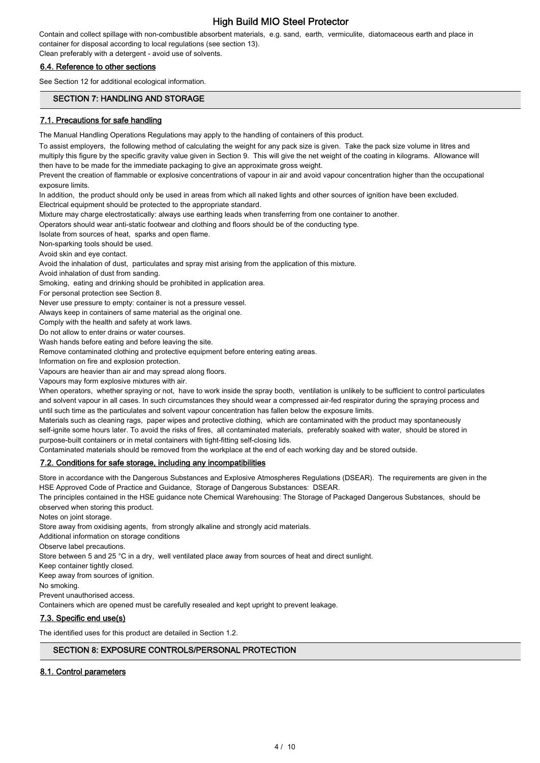Contain and collect spillage with non-combustible absorbent materials, e.g. sand, earth, vermiculite, diatomaceous earth and place in container for disposal according to local regulations (see section 13).
Clean preferably with a detergent - avoid use of solvents.

### 6.4. Reference to other sections

See Section 12 for additional ecological information.

## SECTION 7: HANDLING AND STORAGE

### 7.1. Precautions for safe handling

The Manual Handling Operations Regulations may apply to the handling of containers of this product.

To assist employers, the following method of calculating the weight for any pack size is given. Take the pack size volume in litres and multiply this figure by the specific gravity value given in Section 9. This will give the net weight of the coating in kilograms. Allowance will then have to be made for the immediate packaging to give an approximate gross weight.

Prevent the creation of flammable or explosive concentrations of vapour in air and avoid vapour concentration higher than the occupational exposure limits.

In addition, the product should only be used in areas from which all naked lights and other sources of ignition have been excluded.
Electrical equipment should be protected to the appropriate standard.
Mixture may charge electrostatically: always use earthing leads when transferring from one container to another.
Operators should wear anti-static footwear and clothing and floors should be of the conducting type.
Isolate from sources of heat, sparks and open flame.
Non-sparking tools should be used.
Avoid skin and eye contact.
Avoid the inhalation of dust, particulates and spray mist arising from the application of this mixture.
Avoid inhalation of dust from sanding.
Smoking, eating and drinking should be prohibited in application area.
For personal protection see Section 8.
Never use pressure to empty: container is not a pressure vessel.
Always keep in containers of same material as the original one.
Comply with the health and safety at work laws.
Do not allow to enter drains or water courses.
Wash hands before eating and before leaving the site.
Remove contaminated clothing and protective equipment before entering eating areas.
Information on fire and explosion protection.
Vapours are heavier than air and may spread along floors.
Vapours may form explosive mixtures with air.
When operators, whether spraying or not, have to work inside the spray booth, ventilation is unlikely to be sufficient to control particulates and solvent vapour in all cases. In such circumstances they should wear a compressed air-fed respirator during the spraying process and until such time as the particulates and solvent vapour concentration has fallen below the exposure limits.
Materials such as cleaning rags, paper wipes and protective clothing, which are contaminated with the product may spontaneously self-ignite some hours later. To avoid the risks of fires, all contaminated materials, preferably soaked with water, should be stored in purpose-built containers or in metal containers with tight-fitting self-closing lids.
Contaminated materials should be removed from the workplace at the end of each working day and be stored outside.

### 7.2. Conditions for safe storage, including any incompatibilities

Store in accordance with the Dangerous Substances and Explosive Atmospheres Regulations (DSEAR). The requirements are given in the HSE Approved Code of Practice and Guidance, Storage of Dangerous Substances: DSEAR.
The principles contained in the HSE guidance note Chemical Warehousing: The Storage of Packaged Dangerous Substances, should be observed when storing this product.
Notes on joint storage.
Store away from oxidising agents, from strongly alkaline and strongly acid materials.
Additional information on storage conditions
Observe label precautions.
Store between 5 and 25 °C in a dry, well ventilated place away from sources of heat and direct sunlight.
Keep container tightly closed.
Keep away from sources of ignition.
No smoking.
Prevent unauthorised access.
Containers which are opened must be carefully resealed and kept upright to prevent leakage.

### 7.3. Specific end use(s)

The identified uses for this product are detailed in Section 1.2.

## SECTION 8: EXPOSURE CONTROLS/PERSONAL PROTECTION

### 8.1. Control parameters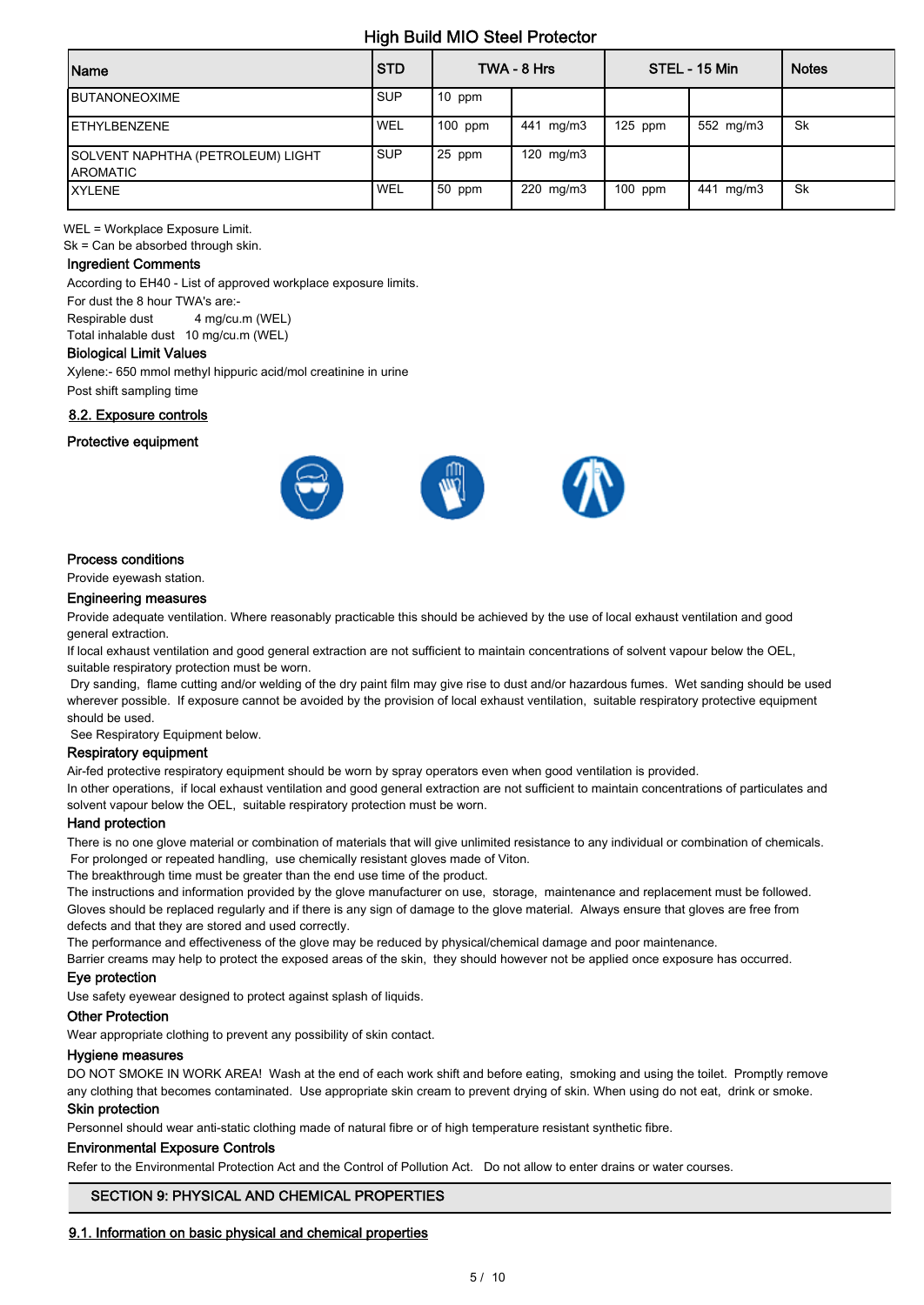| Name | STD | TWA - 8 Hrs | | STEL - 15 Min | | Notes |
|---|---|---|---|---|---|---|
| BUTANONEOXIME | SUP | 10 ppm | | | | |
| ETHYLBENZENE | WEL | 100 ppm | 441 mg/m3 | 125 ppm | 552 mg/m3 | Sk |
| SOLVENT NAPHTHA (PETROLEUM) LIGHT AROMATIC | SUP | 25 ppm | 120 mg/m3 | | | |
| XYLENE | WEL | 50 ppm | 220 mg/m3 | 100 ppm | 441 mg/m3 | Sk |

WEL = Workplace Exposure Limit.
Sk = Can be absorbed through skin.

### Ingredient Comments

According to EH40 - List of approved workplace exposure limits.
For dust the 8 hour TWA's are:-
Respirable dust 4 mg/cu.m (WEL)
Total inhalable dust 10 mg/cu.m (WEL)

### Biological Limit Values

Xylene:- 650 mmol methyl hippuric acid/mol creatinine in urine
Post shift sampling time

## 8.2. Exposure controls

### Protective equipment

### Process conditions

Provide eyewash station.

### Engineering measures

Provide adequate ventilation. Where reasonably practicable this should be achieved by the use of local exhaust ventilation and good general extraction.
If local exhaust ventilation and good general extraction are not sufficient to maintain concentrations of solvent vapour below the OEL, suitable respiratory protection must be worn.
Dry sanding, flame cutting and/or welding of the dry paint film may give rise to dust and/or hazardous fumes. Wet sanding should be used wherever possible. If exposure cannot be avoided by the provision of local exhaust ventilation, suitable respiratory protective equipment should be used.
See Respiratory Equipment below.

### Respiratory equipment

Air-fed protective respiratory equipment should be worn by spray operators even when good ventilation is provided.
In other operations, if local exhaust ventilation and good general extraction are not sufficient to maintain concentrations of particulates and solvent vapour below the OEL, suitable respiratory protection must be worn.

### Hand protection

There is no one glove material or combination of materials that will give unlimited resistance to any individual or combination of chemicals.
For prolonged or repeated handling, use chemically resistant gloves made of Viton.
The breakthrough time must be greater than the end use time of the product.
The instructions and information provided by the glove manufacturer on use, storage, maintenance and replacement must be followed.
Gloves should be replaced regularly and if there is any sign of damage to the glove material. Always ensure that gloves are free from defects and that they are stored and used correctly.
The performance and effectiveness of the glove may be reduced by physical/chemical damage and poor maintenance.
Barrier creams may help to protect the exposed areas of the skin, they should however not be applied once exposure has occurred.

### Eye protection

Use safety eyewear designed to protect against splash of liquids.

### Other Protection

Wear appropriate clothing to prevent any possibility of skin contact.

### Hygiene measures

DO NOT SMOKE IN WORK AREA! Wash at the end of each work shift and before eating, smoking and using the toilet. Promptly remove any clothing that becomes contaminated. Use appropriate skin cream to prevent drying of skin. When using do not eat, drink or smoke.

### Skin protection

Personnel should wear anti-static clothing made of natural fibre or of high temperature resistant synthetic fibre.

### Environmental Exposure Controls

Refer to the Environmental Protection Act and the Control of Pollution Act. Do not allow to enter drains or water courses.

## SECTION 9: PHYSICAL AND CHEMICAL PROPERTIES

## 9.1. Information on basic physical and chemical properties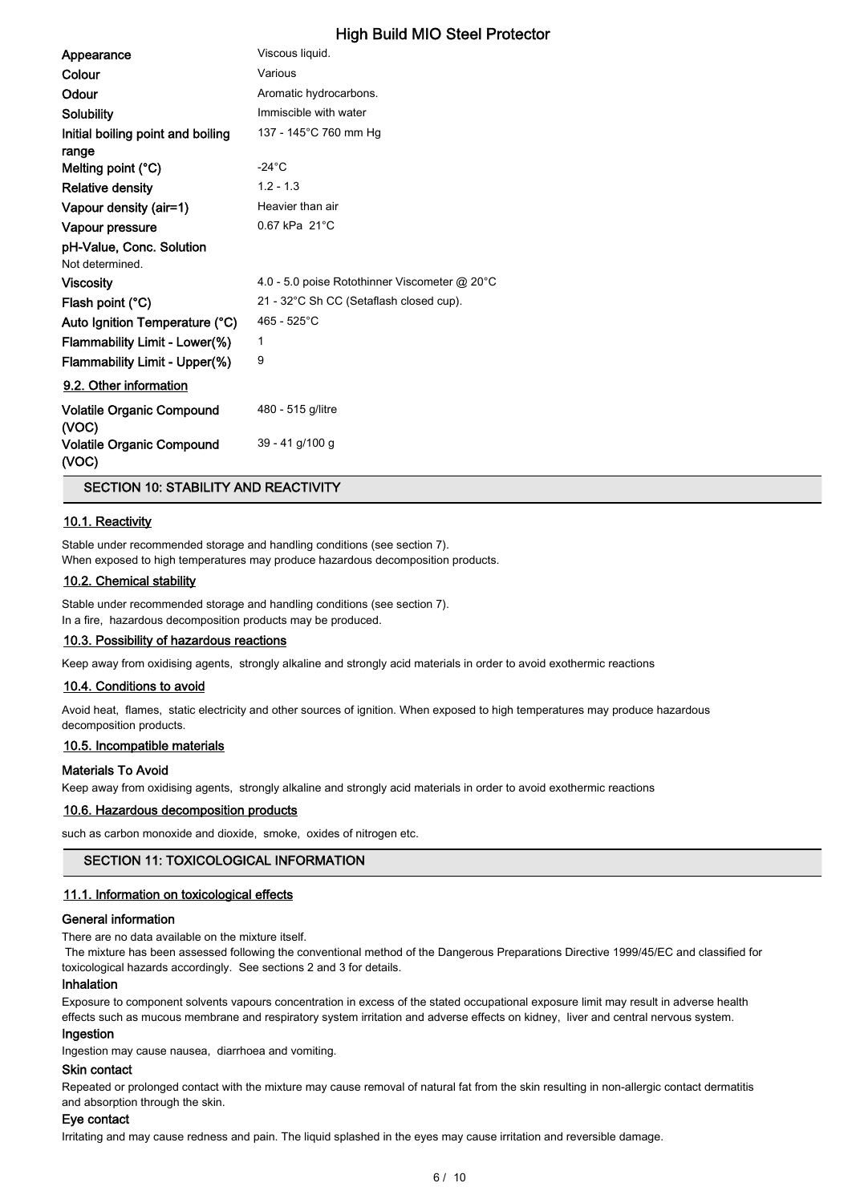| | |
|---|---|
| **Appearance** | Viscous liquid. |
| **Colour** | Various |
| **Odour** | Aromatic hydrocarbons. |
| **Solubility** | Immiscible with water |
| **Initial boiling point and boiling range** | 137 - 145°C 760 mm Hg |
| **Melting point (°C)** | -24°C |
| **Relative density** | 1.2 - 1.3 |
| **Vapour density (air=1)** | Heavier than air |
| **Vapour pressure** | 0.67 kPa 21°C |

**pH-Value, Conc. Solution**
Not determined.

| | |
|---|---|
| **Viscosity** | 4.0 - 5.0 poise Rotothinner Viscometer @ 20°C |
| **Flash point (°C)** | 21 - 32°C Sh CC (Setaflash closed cup). |
| **Auto Ignition Temperature (°C)** | 465 - 525°C |
| **Flammability Limit - Lower(%)** | 1 |
| **Flammability Limit - Upper(%)** | 9 |

### 9.2. Other information

| | |
|---|---|
| **Volatile Organic Compound (VOC)** | 480 - 515 g/litre |
| **Volatile Organic Compound (VOC)** | 39 - 41 g/100 g |

## SECTION 10: STABILITY AND REACTIVITY

### 10.1. Reactivity

Stable under recommended storage and handling conditions (see section 7).
When exposed to high temperatures may produce hazardous decomposition products.

### 10.2. Chemical stability

Stable under recommended storage and handling conditions (see section 7).
In a fire, hazardous decomposition products may be produced.

### 10.3. Possibility of hazardous reactions

Keep away from oxidising agents, strongly alkaline and strongly acid materials in order to avoid exothermic reactions

### 10.4. Conditions to avoid

Avoid heat, flames, static electricity and other sources of ignition. When exposed to high temperatures may produce hazardous decomposition products.

### 10.5. Incompatible materials

**Materials To Avoid**

Keep away from oxidising agents, strongly alkaline and strongly acid materials in order to avoid exothermic reactions

### 10.6. Hazardous decomposition products

such as carbon monoxide and dioxide, smoke, oxides of nitrogen etc.

## SECTION 11: TOXICOLOGICAL INFORMATION

### 11.1. Information on toxicological effects

**General information**

There are no data available on the mixture itself.
The mixture has been assessed following the conventional method of the Dangerous Preparations Directive 1999/45/EC and classified for toxicological hazards accordingly. See sections 2 and 3 for details.

**Inhalation**

Exposure to component solvents vapours concentration in excess of the stated occupational exposure limit may result in adverse health effects such as mucous membrane and respiratory system irritation and adverse effects on kidney, liver and central nervous system.

**Ingestion**

Ingestion may cause nausea, diarrhoea and vomiting.

**Skin contact**

Repeated or prolonged contact with the mixture may cause removal of natural fat from the skin resulting in non-allergic contact dermatitis and absorption through the skin.

**Eye contact**

Irritating and may cause redness and pain. The liquid splashed in the eyes may cause irritation and reversible damage.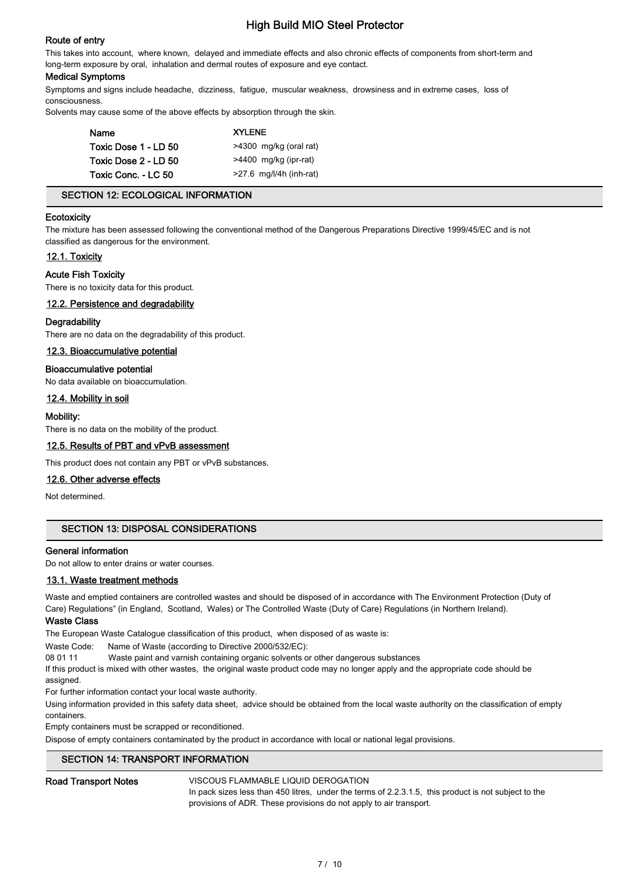#### Route of entry

This takes into account, where known, delayed and immediate effects and also chronic effects of components from short-term and long-term exposure by oral, inhalation and dermal routes of exposure and eye contact.

#### Medical Symptoms

Symptoms and signs include headache, dizziness, fatigue, muscular weakness, drowsiness and in extreme cases, loss of consciousness.

Solvents may cause some of the above effects by absorption through the skin.

| Name | XYLENE |
| --- | --- |
| Toxic Dose 1 - LD 50 | >4300 mg/kg (oral rat) |
| Toxic Dose 2 - LD 50 | >4400 mg/kg (ipr-rat) |
| Toxic Conc. - LC 50 | >27.6 mg/l/4h (inh-rat) |

## SECTION 12: ECOLOGICAL INFORMATION

#### Ecotoxicity

The mixture has been assessed following the conventional method of the Dangerous Preparations Directive 1999/45/EC and is not classified as dangerous for the environment.

### 12.1. Toxicity

#### Acute Fish Toxicity

There is no toxicity data for this product.

### 12.2. Persistence and degradability

#### Degradability

There are no data on the degradability of this product.

### 12.3. Bioaccumulative potential

#### Bioaccumulative potential

No data available on bioaccumulation.

### 12.4. Mobility in soil

#### Mobility:

There is no data on the mobility of the product.

### 12.5. Results of PBT and vPvB assessment

This product does not contain any PBT or vPvB substances.

### 12.6. Other adverse effects

Not determined.

## SECTION 13: DISPOSAL CONSIDERATIONS

#### General information

Do not allow to enter drains or water courses.

### 13.1. Waste treatment methods

Waste and emptied containers are controlled wastes and should be disposed of in accordance with The Environment Protection (Duty of Care) Regulations" (in England, Scotland, Wales) or The Controlled Waste (Duty of Care) Regulations (in Northern Ireland).

#### Waste Class

The European Waste Catalogue classification of this product, when disposed of as waste is:

| Waste Code: | Name of Waste (according to Directive 2000/532/EC): |
| --- | --- |
| 08 01 11 | Waste paint and varnish containing organic solvents or other dangerous substances |

If this product is mixed with other wastes, the original waste product code may no longer apply and the appropriate code should be assigned.

For further information contact your local waste authority.

Using information provided in this safety data sheet, advice should be obtained from the local waste authority on the classification of empty containers.

Empty containers must be scrapped or reconditioned.

Dispose of empty containers contaminated by the product in accordance with local or national legal provisions.

## SECTION 14: TRANSPORT INFORMATION

**Road Transport Notes**

VISCOUS FLAMMABLE LIQUID DEROGATION

In pack sizes less than 450 litres, under the terms of 2.2.3.1.5, this product is not subject to the provisions of ADR. These provisions do not apply to air transport.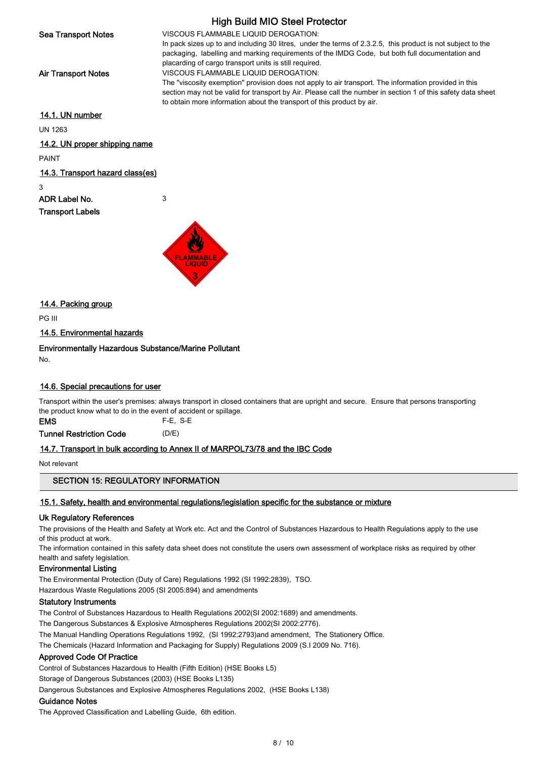**Sea Transport Notes**

VISCOUS FLAMMABLE LIQUID DEROGATION:
In pack sizes up to and including 30 litres, under the terms of 2.3.2.5, this product is not subject to the packaging, labelling and marking requirements of the IMDG Code, but both full documentation and placarding of cargo transport units is still required.

**Air Transport Notes**

VISCOUS FLAMMABLE LIQUID DEROGATION:
The "viscosity exemption" provision does not apply to air transport. The information provided in this section may not be valid for transport by Air. Please call the number in section 1 of this safety data sheet to obtain more information about the transport of this product by air.

### 14.1. UN number

UN 1263

### 14.2. UN proper shipping name

PAINT

### 14.3. Transport hazard class(es)

3

**ADR Label No.** 3

**Transport Labels**

### 14.4. Packing group

PG III

### 14.5. Environmental hazards

**Environmentally Hazardous Substance/Marine Pollutant**

No.

### 14.6. Special precautions for user

Transport within the user's premises: always transport in closed containers that are upright and secure. Ensure that persons transporting the product know what to do in the event of accident or spillage.

**EMS** F-E, S-E

**Tunnel Restriction Code** (D/E)

### 14.7. Transport in bulk according to Annex II of MARPOL73/78 and the IBC Code

Not relevant

## SECTION 15: REGULATORY INFORMATION

### 15.1. Safety, health and environmental regulations/legislation specific for the substance or mixture

**Uk Regulatory References**

The provisions of the Health and Safety at Work etc. Act and the Control of Substances Hazardous to Health Regulations apply to the use of this product at work.
The information contained in this safety data sheet does not constitute the users own assessment of workplace risks as required by other health and safety legislation.

**Environmental Listing**

The Environmental Protection (Duty of Care) Regulations 1992 (SI 1992:2839), TSO.
Hazardous Waste Regulations 2005 (SI 2005:894) and amendments

**Statutory Instruments**

The Control of Substances Hazardous to Health Regulations 2002(SI 2002:1689) and amendments.
The Dangerous Substances & Explosive Atmospheres Regulations 2002(SI 2002:2776).
The Manual Handling Operations Regulations 1992, (SI 1992:2793)and amendment, The Stationery Office.
The Chemicals (Hazard Information and Packaging for Supply) Regulations 2009 (S.I 2009 No. 716).

**Approved Code Of Practice**

Control of Substances Hazardous to Health (Fifth Edition) (HSE Books L5)
Storage of Dangerous Substances (2003) (HSE Books L135)
Dangerous Substances and Explosive Atmospheres Regulations 2002, (HSE Books L138)

**Guidance Notes**

The Approved Classification and Labelling Guide, 6th edition.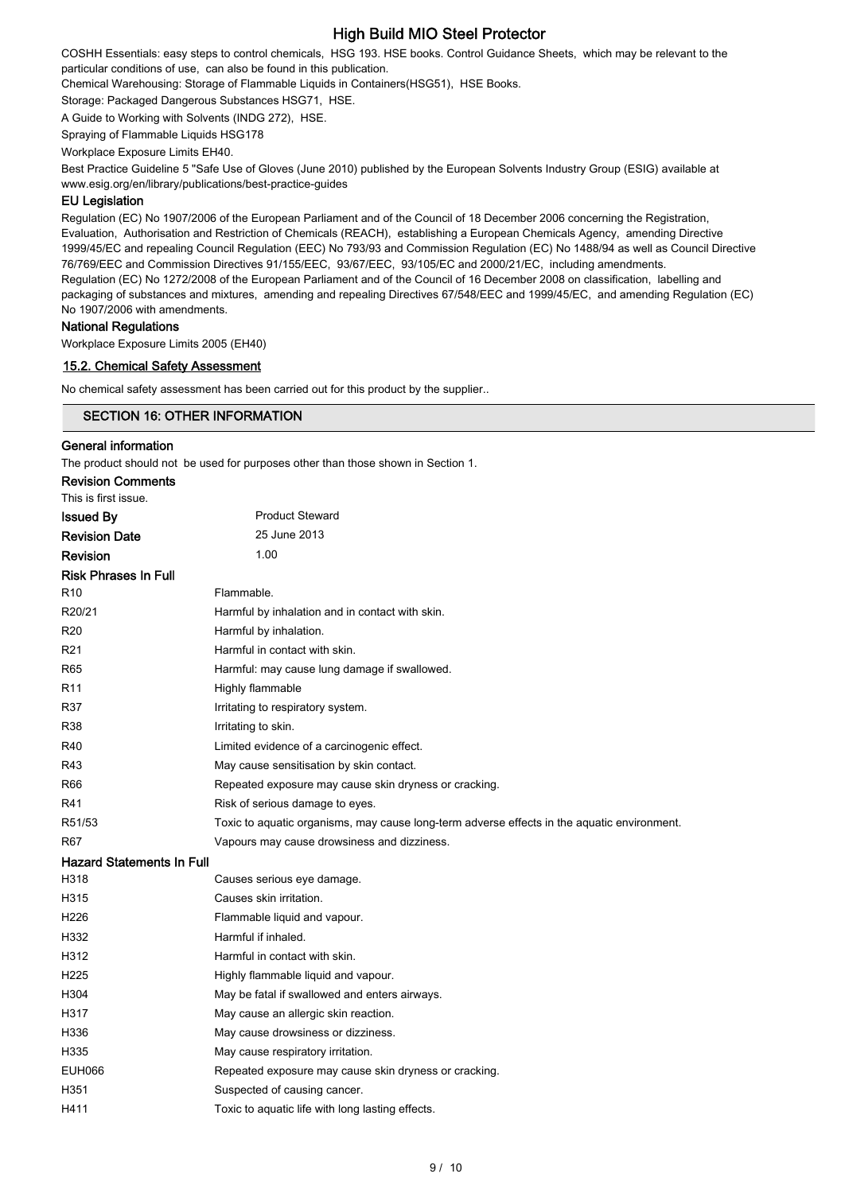COSHH Essentials: easy steps to control chemicals, HSG 193. HSE books. Control Guidance Sheets, which may be relevant to the particular conditions of use, can also be found in this publication.

Chemical Warehousing: Storage of Flammable Liquids in Containers(HSG51), HSE Books.

Storage: Packaged Dangerous Substances HSG71, HSE.

A Guide to Working with Solvents (INDG 272), HSE.

Spraying of Flammable Liquids HSG178

Workplace Exposure Limits EH40.

Best Practice Guideline 5 "Safe Use of Gloves (June 2010) published by the European Solvents Industry Group (ESIG) available at www.esig.org/en/library/publications/best-practice-guides

### EU Legislation

Regulation (EC) No 1907/2006 of the European Parliament and of the Council of 18 December 2006 concerning the Registration, Evaluation, Authorisation and Restriction of Chemicals (REACH), establishing a European Chemicals Agency, amending Directive 1999/45/EC and repealing Council Regulation (EEC) No 793/93 and Commission Regulation (EC) No 1488/94 as well as Council Directive 76/769/EEC and Commission Directives 91/155/EEC, 93/67/EEC, 93/105/EC and 2000/21/EC, including amendments.

Regulation (EC) No 1272/2008 of the European Parliament and of the Council of 16 December 2008 on classification, labelling and packaging of substances and mixtures, amending and repealing Directives 67/548/EEC and 1999/45/EC, and amending Regulation (EC) No 1907/2006 with amendments.

### National Regulations

Workplace Exposure Limits 2005 (EH40)

### 15.2. Chemical Safety Assessment

No chemical safety assessment has been carried out for this product by the supplier..

## SECTION 16: OTHER INFORMATION

### General information

The product should not be used for purposes other than those shown in Section 1.

### Revision Comments

This is first issue.

| | |
|---|---|
| **Issued By** | Product Steward |
| **Revision Date** | 25 June 2013 |
| **Revision** | 1.00 |

### Risk Phrases In Full

| | |
|---|---|
| R10 | Flammable. |
| R20/21 | Harmful by inhalation and in contact with skin. |
| R20 | Harmful by inhalation. |
| R21 | Harmful in contact with skin. |
| R65 | Harmful: may cause lung damage if swallowed. |
| R11 | Highly flammable |
| R37 | Irritating to respiratory system. |
| R38 | Irritating to skin. |
| R40 | Limited evidence of a carcinogenic effect. |
| R43 | May cause sensitisation by skin contact. |
| R66 | Repeated exposure may cause skin dryness or cracking. |
| R41 | Risk of serious damage to eyes. |
| R51/53 | Toxic to aquatic organisms, may cause long-term adverse effects in the aquatic environment. |
| R67 | Vapours may cause drowsiness and dizziness. |

### Hazard Statements In Full

| | |
|---|---|
| H318 | Causes serious eye damage. |
| H315 | Causes skin irritation. |
| H226 | Flammable liquid and vapour. |
| H332 | Harmful if inhaled. |
| H312 | Harmful in contact with skin. |
| H225 | Highly flammable liquid and vapour. |
| H304 | May be fatal if swallowed and enters airways. |
| H317 | May cause an allergic skin reaction. |
| H336 | May cause drowsiness or dizziness. |
| H335 | May cause respiratory irritation. |
| EUH066 | Repeated exposure may cause skin dryness or cracking. |
| H351 | Suspected of causing cancer. |
| H411 | Toxic to aquatic life with long lasting effects. |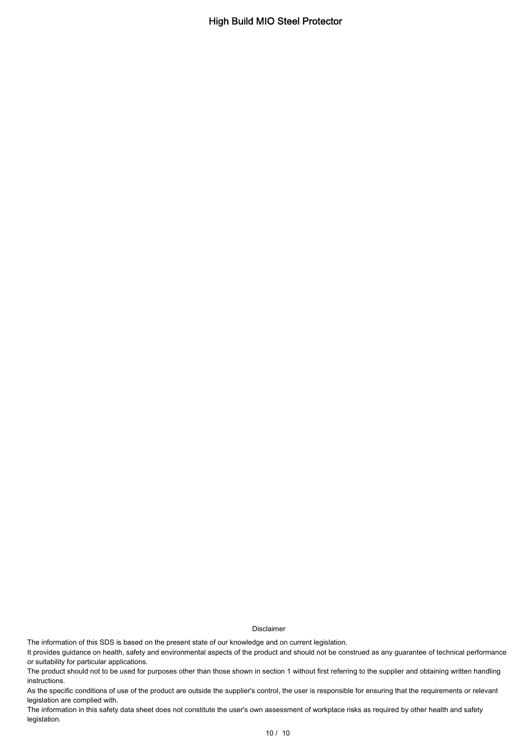Disclaimer

The information of this SDS is based on the present state of our knowledge and on current legislation.

It provides guidance on health, safety and environmental aspects of the product and should not be construed as any guarantee of technical performance or suitability for particular applications.

The product should not to be used for purposes other than those shown in section 1 without first referring to the supplier and obtaining written handling instructions.

As the specific conditions of use of the product are outside the supplier's control, the user is responsible for ensuring that the requirements or relevant legislation are complied with.

The information in this safety data sheet does not constitute the user's own assessment of workplace risks as required by other health and safety legislation.